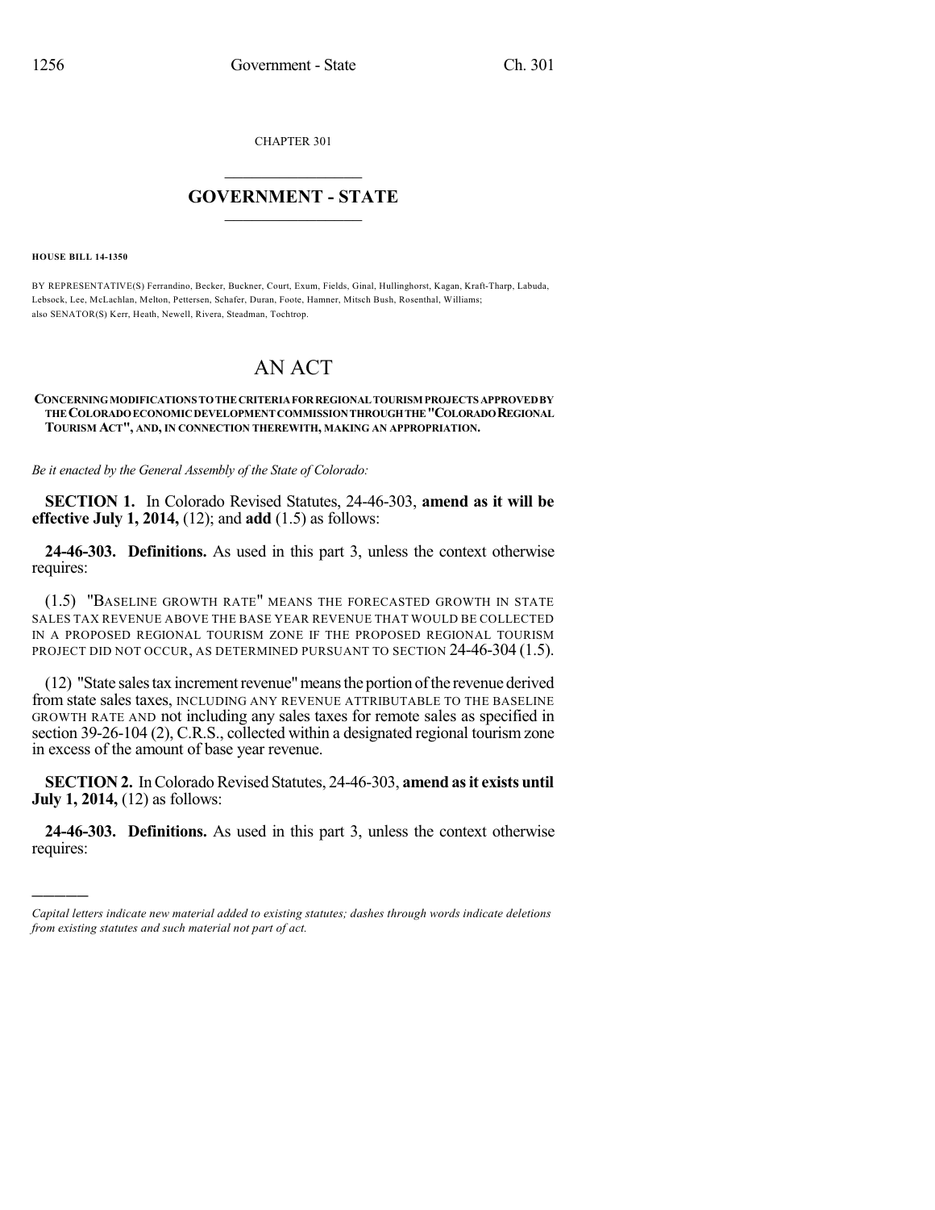CHAPTER 301

# GOVERNMENT - STATE

**HOUSE BILL 14-1350**

BY REPRESENTATIVE(S) Ferrandino, Becker, Buckner, Court, Exum, Fields, Ginal, Hullinghorst, Kagan, Kraft-Tharp, Labuda, Lebsock, Lee, McLachlan, Melton, Pettersen, Schafer, Duran, Foote, Hamner, Mitsch Bush, Rosenthal, Williams; also SENATOR(S) Kerr, Heath, Newell, Rivera, Steadman, Tochtrop.

# AN ACT

**CONCERNING MODIFICATIONS TO THE CRITERIA FOR REGIONAL TOURISM PROJECTS APPROVED BY THE COLORADO ECONOMIC DEVELOPMENT COMMISSION THROUGH THE "COLORADO REGIONAL TOURISM ACT", AND, IN CONNECTION THEREWITH, MAKING AN APPROPRIATION.**

*Be it enacted by the General Assembly of the State of Colorado:*

**SECTION 1.** In Colorado Revised Statutes, 24-46-303, **amend as it will be effective July 1, 2014,** (12); and **add** (1.5) as follows:

**24-46-303. Definitions.** As used in this part 3, unless the context otherwise requires:

(1.5) "BASELINE GROWTH RATE" MEANS THE FORECASTED GROWTH IN STATE SALES TAX REVENUE ABOVE THE BASE YEAR REVENUE THAT WOULD BE COLLECTED IN A PROPOSED REGIONAL TOURISM ZONE IF THE PROPOSED REGIONAL TOURISM PROJECT DID NOT OCCUR, AS DETERMINED PURSUANT TO SECTION 24-46-304 (1.5).

(12) "State sales tax increment revenue" means the portion of the revenue derived from state sales taxes, INCLUDING ANY REVENUE ATTRIBUTABLE TO THE BASELINE GROWTH RATE AND not including any sales taxes for remote sales as specified in section 39-26-104 (2), C.R.S., collected within a designated regional tourism zone in excess of the amount of base year revenue.

**SECTION 2.** In Colorado Revised Statutes, 24-46-303, **amend as it exists until July 1, 2014,** (12) as follows:

**24-46-303. Definitions.** As used in this part 3, unless the context otherwise requires:

*Capital letters indicate new material added to existing statutes; dashes through words indicate deletions from existing statutes and such material not part of act.*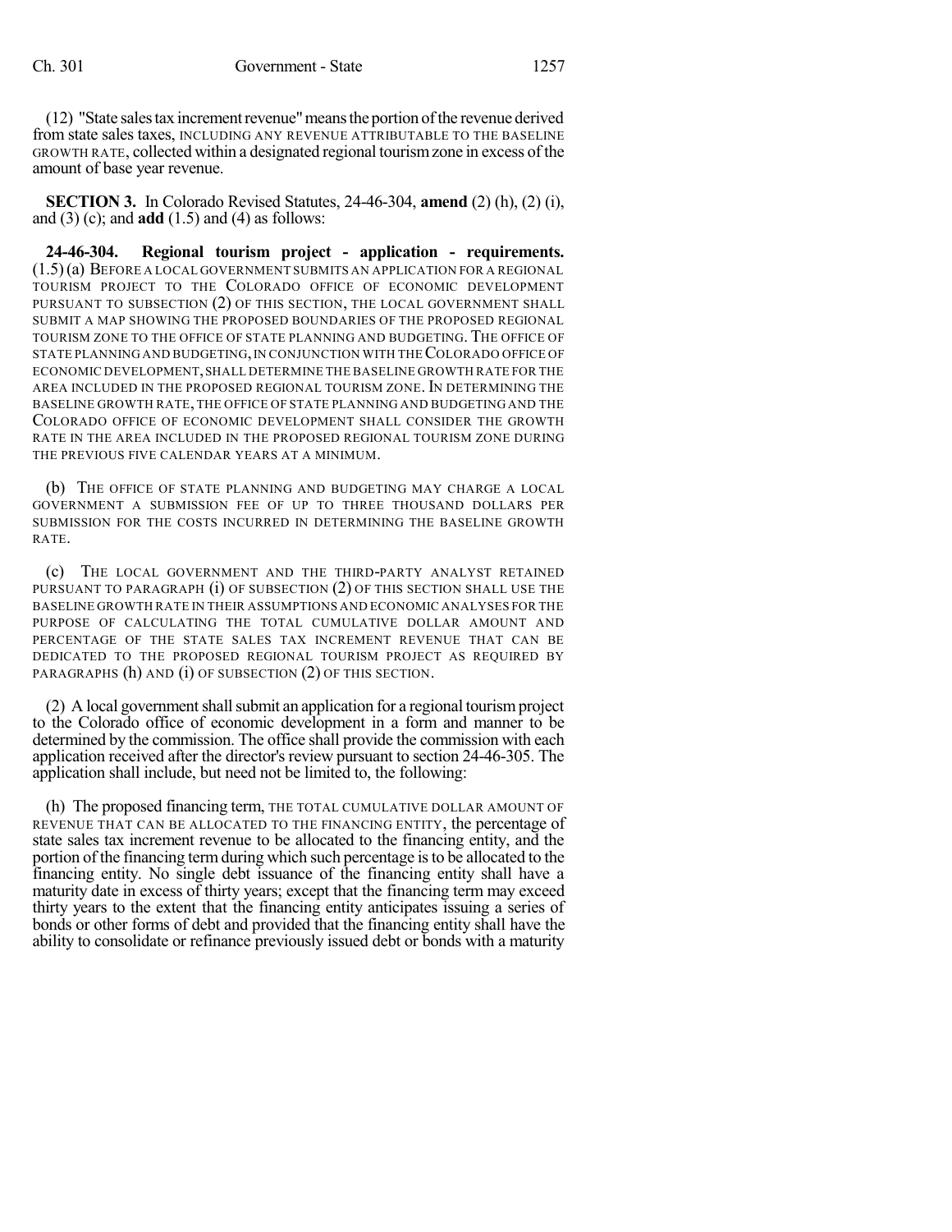(12) "State sales tax increment revenue" means the portion of the revenue derived from state sales taxes, INCLUDING ANY REVENUE ATTRIBUTABLE TO THE BASELINE GROWTH RATE, collected within a designated regional tourism zone in excess of the amount of base year revenue.

**SECTION 3.** In Colorado Revised Statutes, 24-46-304, **amend** (2) (h), (2) (i), and (3) (c); and **add** (1.5) and (4) as follows:

**24-46-304. Regional tourism project - application - requirements.** (1.5) (a) BEFORE A LOCAL GOVERNMENT SUBMITS AN APPLICATION FOR A REGIONAL TOURISM PROJECT TO THE COLORADO OFFICE OF ECONOMIC DEVELOPMENT PURSUANT TO SUBSECTION (2) OF THIS SECTION, THE LOCAL GOVERNMENT SHALL SUBMIT A MAP SHOWING THE PROPOSED BOUNDARIES OF THE PROPOSED REGIONAL TOURISM ZONE TO THE OFFICE OF STATE PLANNING AND BUDGETING. THE OFFICE OF STATE PLANNING AND BUDGETING, IN CONJUNCTION WITH THE COLORADO OFFICE OF ECONOMIC DEVELOPMENT, SHALL DETERMINE THE BASELINE GROWTH RATE FOR THE AREA INCLUDED IN THE PROPOSED REGIONAL TOURISM ZONE. IN DETERMINING THE BASELINE GROWTH RATE, THE OFFICE OF STATE PLANNING AND BUDGETING AND THE COLORADO OFFICE OF ECONOMIC DEVELOPMENT SHALL CONSIDER THE GROWTH RATE IN THE AREA INCLUDED IN THE PROPOSED REGIONAL TOURISM ZONE DURING THE PREVIOUS FIVE CALENDAR YEARS AT A MINIMUM.

(b) THE OFFICE OF STATE PLANNING AND BUDGETING MAY CHARGE A LOCAL GOVERNMENT A SUBMISSION FEE OF UP TO THREE THOUSAND DOLLARS PER SUBMISSION FOR THE COSTS INCURRED IN DETERMINING THE BASELINE GROWTH RATE.

(c) THE LOCAL GOVERNMENT AND THE THIRD-PARTY ANALYST RETAINED PURSUANT TO PARAGRAPH (i) OF SUBSECTION (2) OF THIS SECTION SHALL USE THE BASELINE GROWTH RATE IN THEIR ASSUMPTIONS AND ECONOMIC ANALYSES FOR THE PURPOSE OF CALCULATING THE TOTAL CUMULATIVE DOLLAR AMOUNT AND PERCENTAGE OF THE STATE SALES TAX INCREMENT REVENUE THAT CAN BE DEDICATED TO THE PROPOSED REGIONAL TOURISM PROJECT AS REQUIRED BY PARAGRAPHS (h) AND (i) OF SUBSECTION (2) OF THIS SECTION.

(2) A local government shall submit an application for a regional tourism project to the Colorado office of economic development in a form and manner to be determined by the commission. The office shall provide the commission with each application received after the director's review pursuant to section 24-46-305. The application shall include, but need not be limited to, the following:

(h) The proposed financing term, THE TOTAL CUMULATIVE DOLLAR AMOUNT OF REVENUE THAT CAN BE ALLOCATED TO THE FINANCING ENTITY, the percentage of state sales tax increment revenue to be allocated to the financing entity, and the portion of the financing term during which such percentage is to be allocated to the financing entity. No single debt issuance of the financing entity shall have a maturity date in excess of thirty years; except that the financing term may exceed thirty years to the extent that the financing entity anticipates issuing a series of bonds or other forms of debt and provided that the financing entity shall have the ability to consolidate or refinance previously issued debt or bonds with a maturity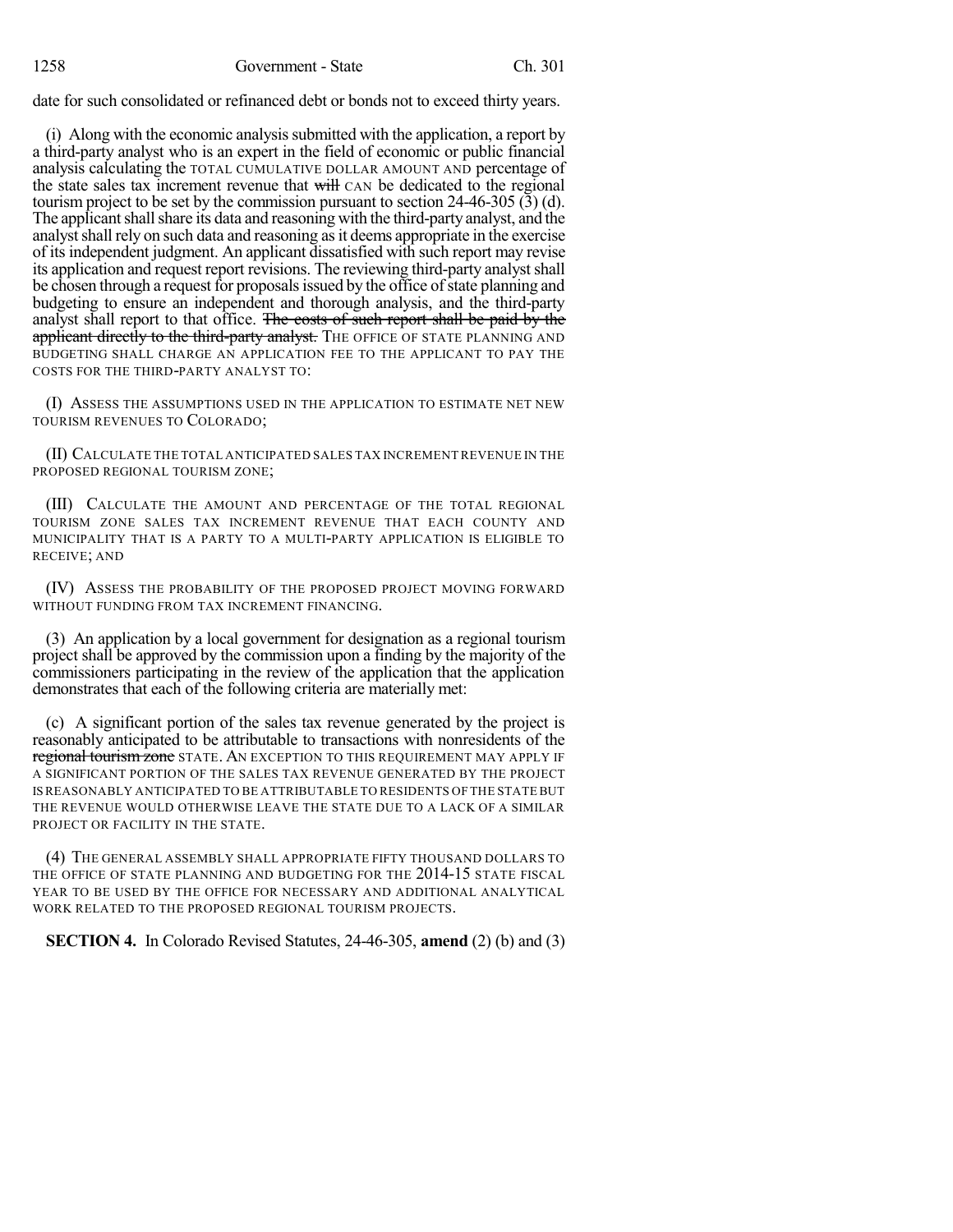date for such consolidated or refinanced debt or bonds not to exceed thirty years.

(i) Along with the economic analysis submitted with the application, a report by a third-party analyst who is an expert in the field of economic or public financial analysis calculating the TOTAL CUMULATIVE DOLLAR AMOUNT AND percentage of the state sales tax increment revenue that ~~will~~ CAN be dedicated to the regional tourism project to be set by the commission pursuant to section 24-46-305 (3) (d). The applicant shall share its data and reasoning with the third-party analyst, and the analyst shall rely on such data and reasoning as it deems appropriate in the exercise of its independent judgment. An applicant dissatisfied with such report may revise its application and request report revisions. The reviewing third-party analyst shall be chosen through a request for proposals issued by the office of state planning and budgeting to ensure an independent and thorough analysis, and the third-party analyst shall report to that office. ~~The costs of such report shall be paid by the applicant directly to the third-party analyst.~~ THE OFFICE OF STATE PLANNING AND BUDGETING SHALL CHARGE AN APPLICATION FEE TO THE APPLICANT TO PAY THE COSTS FOR THE THIRD-PARTY ANALYST TO:

(I) ASSESS THE ASSUMPTIONS USED IN THE APPLICATION TO ESTIMATE NET NEW TOURISM REVENUES TO COLORADO;

(II) CALCULATE THE TOTAL ANTICIPATED SALES TAX INCREMENT REVENUE IN THE PROPOSED REGIONAL TOURISM ZONE;

(III) CALCULATE THE AMOUNT AND PERCENTAGE OF THE TOTAL REGIONAL TOURISM ZONE SALES TAX INCREMENT REVENUE THAT EACH COUNTY AND MUNICIPALITY THAT IS A PARTY TO A MULTI-PARTY APPLICATION IS ELIGIBLE TO RECEIVE; AND

(IV) ASSESS THE PROBABILITY OF THE PROPOSED PROJECT MOVING FORWARD WITHOUT FUNDING FROM TAX INCREMENT FINANCING.

(3) An application by a local government for designation as a regional tourism project shall be approved by the commission upon a finding by the majority of the commissioners participating in the review of the application that the application demonstrates that each of the following criteria are materially met:

(c) A significant portion of the sales tax revenue generated by the project is reasonably anticipated to be attributable to transactions with nonresidents of the ~~regional tourism zone~~ STATE. AN EXCEPTION TO THIS REQUIREMENT MAY APPLY IF A SIGNIFICANT PORTION OF THE SALES TAX REVENUE GENERATED BY THE PROJECT IS REASONABLY ANTICIPATED TO BE ATTRIBUTABLE TO RESIDENTS OF THE STATE BUT THE REVENUE WOULD OTHERWISE LEAVE THE STATE DUE TO A LACK OF A SIMILAR PROJECT OR FACILITY IN THE STATE.

(4) THE GENERAL ASSEMBLY SHALL APPROPRIATE FIFTY THOUSAND DOLLARS TO THE OFFICE OF STATE PLANNING AND BUDGETING FOR THE 2014-15 STATE FISCAL YEAR TO BE USED BY THE OFFICE FOR NECESSARY AND ADDITIONAL ANALYTICAL WORK RELATED TO THE PROPOSED REGIONAL TOURISM PROJECTS.

**SECTION 4.** In Colorado Revised Statutes, 24-46-305, **amend** (2) (b) and (3)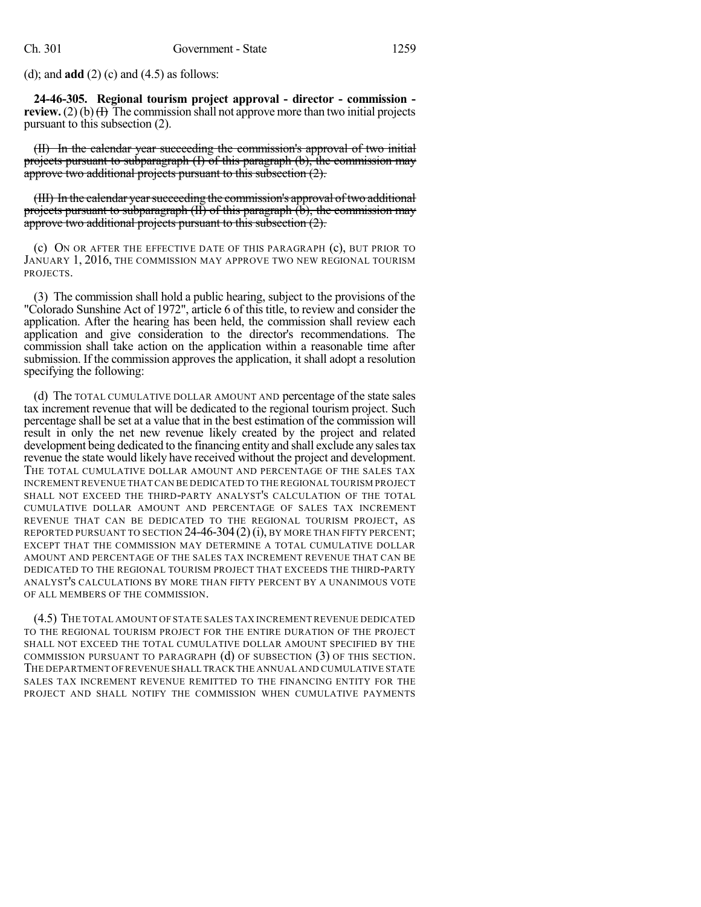(d); and **add** (2) (c) and (4.5) as follows:

**24-46-305. Regional tourism project approval - director - commission - review.** (2) (b) ~~(I)~~ The commission shall not approve more than two initial projects pursuant to this subsection (2).

~~(II) In the calendar year succeeding the commission's approval of two initial projects pursuant to subparagraph (I) of this paragraph (b), the commission may approve two additional projects pursuant to this subsection (2).~~

~~(III) In the calendar year succeeding the commission's approval of two additional projects pursuant to subparagraph (II) of this paragraph (b), the commission may approve two additional projects pursuant to this subsection (2).~~

(c) ON OR AFTER THE EFFECTIVE DATE OF THIS PARAGRAPH (c), BUT PRIOR TO JANUARY 1, 2016, THE COMMISSION MAY APPROVE TWO NEW REGIONAL TOURISM PROJECTS.

(3) The commission shall hold a public hearing, subject to the provisions of the "Colorado Sunshine Act of 1972", article 6 of this title, to review and consider the application. After the hearing has been held, the commission shall review each application and give consideration to the director's recommendations. The commission shall take action on the application within a reasonable time after submission. If the commission approves the application, it shall adopt a resolution specifying the following:

(d) The TOTAL CUMULATIVE DOLLAR AMOUNT AND percentage of the state sales tax increment revenue that will be dedicated to the regional tourism project. Such percentage shall be set at a value that in the best estimation of the commission will result in only the net new revenue likely created by the project and related development being dedicated to the financing entity and shall exclude any sales tax revenue the state would likely have received without the project and development. THE TOTAL CUMULATIVE DOLLAR AMOUNT AND PERCENTAGE OF THE SALES TAX INCREMENT REVENUE THAT CAN BE DEDICATED TO THE REGIONAL TOURISM PROJECT SHALL NOT EXCEED THE THIRD-PARTY ANALYST'S CALCULATION OF THE TOTAL CUMULATIVE DOLLAR AMOUNT AND PERCENTAGE OF SALES TAX INCREMENT REVENUE THAT CAN BE DEDICATED TO THE REGIONAL TOURISM PROJECT, AS REPORTED PURSUANT TO SECTION 24-46-304 (2) (i), BY MORE THAN FIFTY PERCENT; EXCEPT THAT THE COMMISSION MAY DETERMINE A TOTAL CUMULATIVE DOLLAR AMOUNT AND PERCENTAGE OF THE SALES TAX INCREMENT REVENUE THAT CAN BE DEDICATED TO THE REGIONAL TOURISM PROJECT THAT EXCEEDS THE THIRD-PARTY ANALYST'S CALCULATIONS BY MORE THAN FIFTY PERCENT BY A UNANIMOUS VOTE OF ALL MEMBERS OF THE COMMISSION.

(4.5) THE TOTAL AMOUNT OF STATE SALES TAX INCREMENT REVENUE DEDICATED TO THE REGIONAL TOURISM PROJECT FOR THE ENTIRE DURATION OF THE PROJECT SHALL NOT EXCEED THE TOTAL CUMULATIVE DOLLAR AMOUNT SPECIFIED BY THE COMMISSION PURSUANT TO PARAGRAPH (d) OF SUBSECTION (3) OF THIS SECTION. THE DEPARTMENT OF REVENUE SHALL TRACK THE ANNUAL AND CUMULATIVE STATE SALES TAX INCREMENT REVENUE REMITTED TO THE FINANCING ENTITY FOR THE PROJECT AND SHALL NOTIFY THE COMMISSION WHEN CUMULATIVE PAYMENTS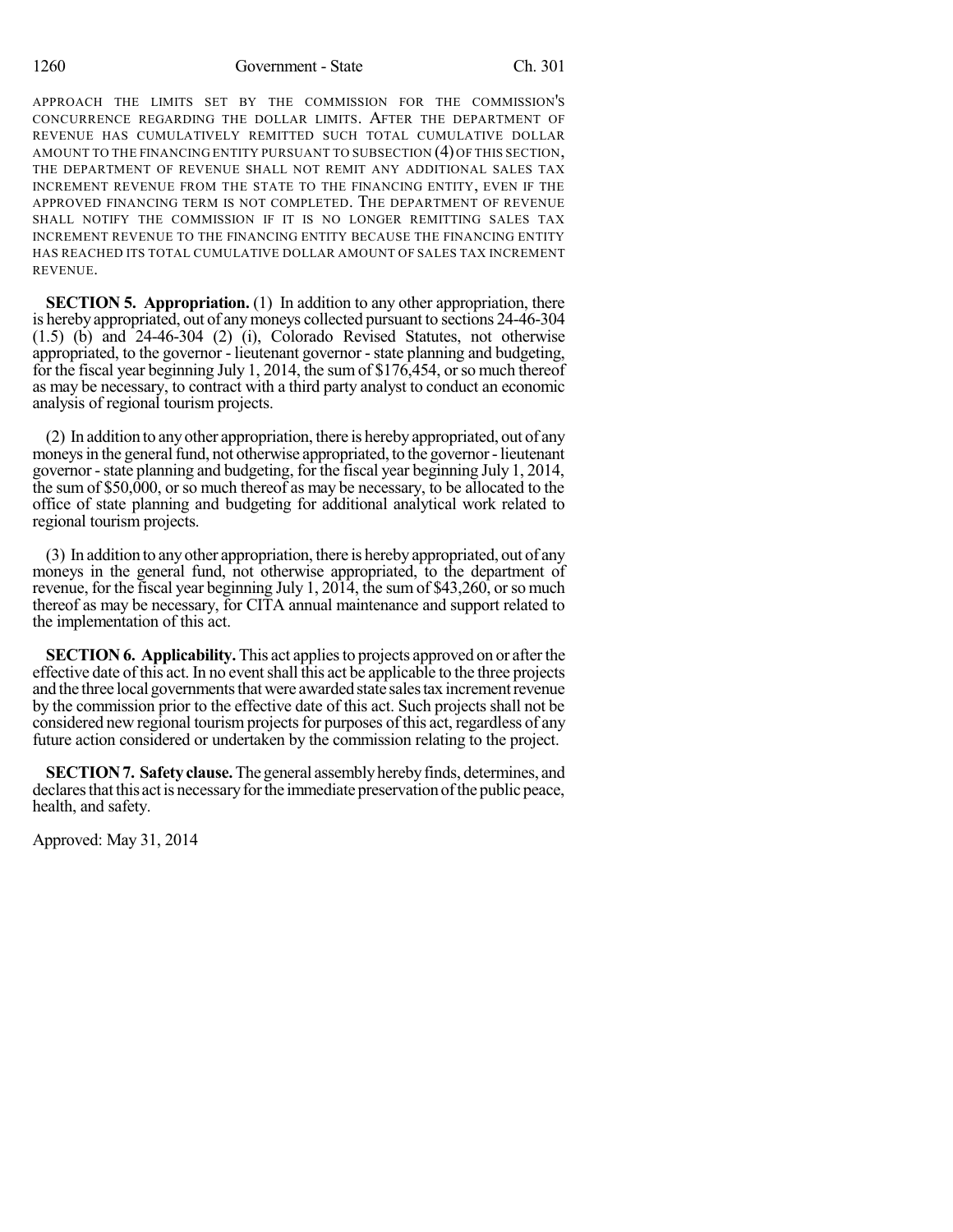APPROACH THE LIMITS SET BY THE COMMISSION FOR THE COMMISSION'S CONCURRENCE REGARDING THE DOLLAR LIMITS. AFTER THE DEPARTMENT OF REVENUE HAS CUMULATIVELY REMITTED SUCH TOTAL CUMULATIVE DOLLAR AMOUNT TO THE FINANCING ENTITY PURSUANT TO SUBSECTION (4) OF THIS SECTION, THE DEPARTMENT OF REVENUE SHALL NOT REMIT ANY ADDITIONAL SALES TAX INCREMENT REVENUE FROM THE STATE TO THE FINANCING ENTITY, EVEN IF THE APPROVED FINANCING TERM IS NOT COMPLETED. THE DEPARTMENT OF REVENUE SHALL NOTIFY THE COMMISSION IF IT IS NO LONGER REMITTING SALES TAX INCREMENT REVENUE TO THE FINANCING ENTITY BECAUSE THE FINANCING ENTITY HAS REACHED ITS TOTAL CUMULATIVE DOLLAR AMOUNT OF SALES TAX INCREMENT REVENUE.

**SECTION 5. Appropriation.** (1) In addition to any other appropriation, there is hereby appropriated, out of any moneys collected pursuant to sections 24-46-304 (1.5) (b) and 24-46-304 (2) (i), Colorado Revised Statutes, not otherwise appropriated, to the governor - lieutenant governor - state planning and budgeting, for the fiscal year beginning July 1, 2014, the sum of $176,454, or so much thereof as may be necessary, to contract with a third party analyst to conduct an economic analysis of regional tourism projects.

(2) In addition to any other appropriation, there is hereby appropriated, out of any moneys in the general fund, not otherwise appropriated, to the governor - lieutenant governor - state planning and budgeting, for the fiscal year beginning July 1, 2014, the sum of $50,000, or so much thereof as may be necessary, to be allocated to the office of state planning and budgeting for additional analytical work related to regional tourism projects.

(3) In addition to any other appropriation, there is hereby appropriated, out of any moneys in the general fund, not otherwise appropriated, to the department of revenue, for the fiscal year beginning July 1, 2014, the sum of $43,260, or so much thereof as may be necessary, for CITA annual maintenance and support related to the implementation of this act.

**SECTION 6. Applicability.** This act applies to projects approved on or after the effective date of this act. In no event shall this act be applicable to the three projects and the three local governments that were awarded state sales tax increment revenue by the commission prior to the effective date of this act. Such projects shall not be considered new regional tourism projects for purposes of this act, regardless of any future action considered or undertaken by the commission relating to the project.

**SECTION 7. Safety clause.** The general assembly hereby finds, determines, and declares that this act is necessary for the immediate preservation of the public peace, health, and safety.

Approved: May 31, 2014